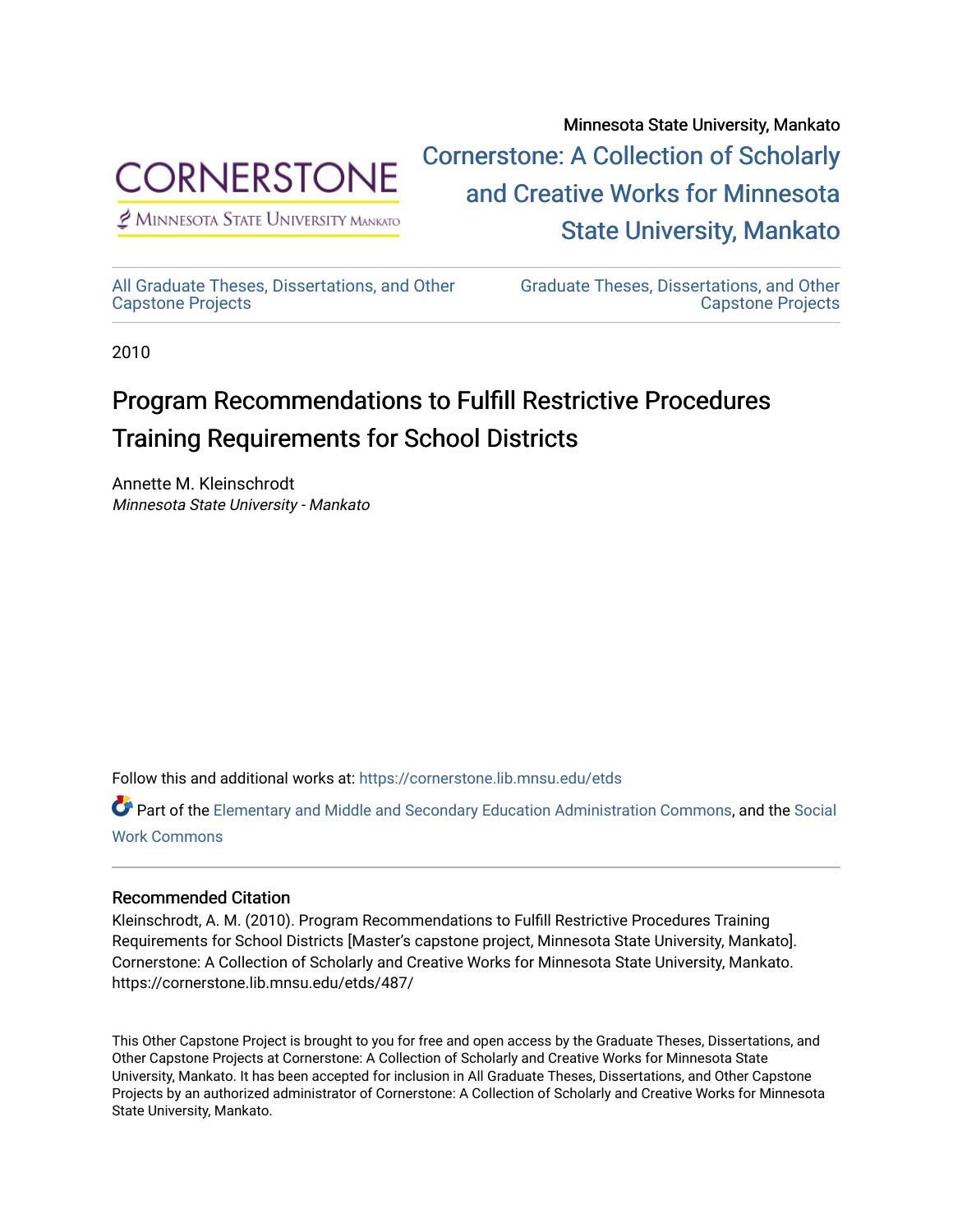Minnesota State University, Mankato

Cornerstone: A Collection of Scholarly and Creative Works for Minnesota State University, Mankato

All Graduate Theses, Dissertations, and Other Capstone Projects

Graduate Theses, Dissertations, and Other Capstone Projects

2010

# Program Recommendations to Fulfill Restrictive Procedures Training Requirements for School Districts

Annette M. Kleinschrodt
*Minnesota State University - Mankato*

Follow this and additional works at: https://cornerstone.lib.mnsu.edu/etds

Part of the Elementary and Middle and Secondary Education Administration Commons, and the Social Work Commons

## Recommended Citation

Kleinschrodt, A. M. (2010). Program Recommendations to Fulfill Restrictive Procedures Training Requirements for School Districts [Master's capstone project, Minnesota State University, Mankato]. Cornerstone: A Collection of Scholarly and Creative Works for Minnesota State University, Mankato. https://cornerstone.lib.mnsu.edu/etds/487/

This Other Capstone Project is brought to you for free and open access by the Graduate Theses, Dissertations, and Other Capstone Projects at Cornerstone: A Collection of Scholarly and Creative Works for Minnesota State University, Mankato. It has been accepted for inclusion in All Graduate Theses, Dissertations, and Other Capstone Projects by an authorized administrator of Cornerstone: A Collection of Scholarly and Creative Works for Minnesota State University, Mankato.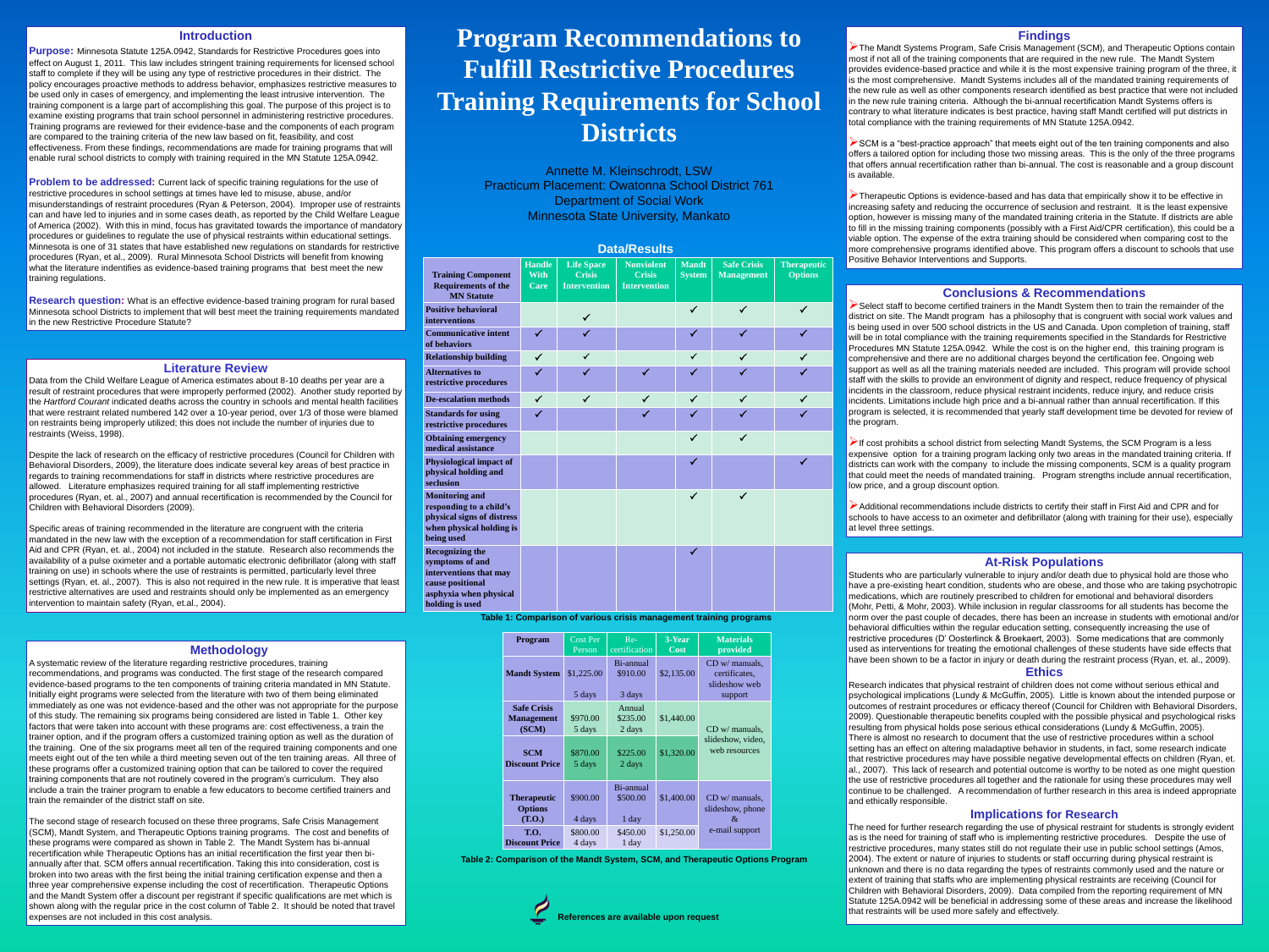# Program Recommendations to Fulfill Restrictive Procedures Training Requirements for School Districts

Annette M. Kleinschrodt, LSW
Practicum Placement: Owatonna School District 761
Department of Social Work
Minnesota State University, Mankato

## Introduction

**Purpose:** Minnesota Statute 125A.0942, Standards for Restrictive Procedures goes into effect on August 1, 2011. This law includes stringent training requirements for licensed school staff to complete if they will be using any type of restrictive procedures in their district. The policy encourages proactive methods to address behavior, emphasizes restrictive measures to be used only in cases of emergency, and implementing the least intrusive intervention. The training component is a large part of accomplishing this goal. The purpose of this project is to examine existing programs that train school personnel in administering restrictive procedures. Training programs are reviewed for their evidence-base and the components of each program are compared to the training criteria of the new law based on fit, feasibility, and cost effectiveness. From these findings, recommendations are made for training programs that will enable rural school districts to comply with training required in the MN Statute 125A.0942.

**Problem to be addressed:** Current lack of specific training regulations for the use of restrictive procedures in school settings at times have led to misuse, abuse, and/or misunderstandings of restraint procedures (Ryan & Peterson, 2004). Improper use of restraints can and have led to injuries and in some cases death, as reported by the Child Welfare League of America (2002). With this in mind, focus has gravitated towards the importance of mandatory procedures or guidelines to regulate the use of physical restraints within educational settings. Minnesota is one of 31 states that have established new regulations on standards for restrictive procedures (Ryan, et al., 2009). Rural Minnesota School Districts will benefit from knowing what the literature identifies as evidence-based training programs that best meet the new training regulations.

**Research question:** What is an effective evidence-based training program for rural based Minnesota school Districts to implement that will best meet the training requirements mandated in the new Restrictive Procedure Statute?

## Literature Review

Data from the Child Welfare League of America estimates about 8-10 deaths per year are a result of restraint procedures that were improperly performed (2002). Another study reported by the *Hartford Courant* indicated deaths across the country in schools and mental health facilities that were restraint related numbered 142 over a 10-year period, over 1/3 of those were blamed on restraints being improperly utilized; this does not include the number of injuries due to restraints (Weiss, 1998).

Despite the lack of research on the efficacy of restrictive procedures (Council for Children with Behavioral Disorders, 2009), the literature does indicate several key areas of best practice in regards to training recommendations for staff in districts where restrictive procedures are allowed. Literature emphasizes required training for all staff implementing restrictive procedures (Ryan, et. al., 2007) and annual recertification is recommended by the Council for Children with Behavioral Disorders (2009).

Specific areas of training recommended in the literature are congruent with the criteria mandated in the new law with the exception of a recommendation for staff certification in First Aid and CPR (Ryan, et. al., 2004) not included in the statute. Research also recommends the availability of a pulse oximeter and a portable automatic electronic defibrillator (along with staff training on use) in schools where the use of restraints is permitted, particularly level three settings (Ryan, et. al., 2007). This is also not required in the new rule. It is imperative that restrictive alternatives are used and restraints should only be implemented as an emergency intervention to maintain safety (Ryan, et.al., 2004).

## Methodology

A systematic review of the literature regarding restrictive procedures, training recommendations, and programs was conducted. The first stage of the research compared evidence-based programs to the ten components of training criteria mandated in MN Statute. Initially eight programs were selected from the literature with two of them being eliminated immediately as one was not evidence-based and the other was not appropriate for the purpose of this study. The remaining six programs being considered are listed in Table 1. Other key factors that were taken into account with these programs are: cost effectiveness, a train the trainer option, and if the program offers a customized training option as well as the duration of the training. One of the six programs meet all ten of the required training components and one meets eight out of the ten while a third meeting seven out of the ten training areas. All three of these programs offer a customized training option that can be tailored to cover the required training components that are not routinely covered in the program's curriculum. They also include a train the trainer program to enable a few educators to become certified trainers and train the remainder of the district staff on site.

The second stage of research focused on these three programs, Safe Crisis Management (SCM), Mandt System, and Therapeutic Options training programs. The cost and benefits of these programs were compared as shown in Table 2. The Mandt System has bi-annual recertification while Therapeutic Options has an initial recertification the first year then bi-annually after that. SCM offers annual recertification. Taking this into consideration, cost is broken into two areas with the first being the initial training certification expense and then a three year comprehensive expense including the cost of recertification. Therapeutic Options and the Mandt System offer a discount per registrant if specific qualifications are met which is shown along with the regular price in the cost column of Table 2. It should be noted that travel expenses are not included in this cost analysis.

## Data/Results

| Training Component Requirements of the MN Statute | Handle With Care | Life Space Crisis Intervention | Nonviolent Crisis Intervention | Mandt System | Safe Crisis Management | Therapeutic Options |
|---|---|---|---|---|---|---|
| Positive behavioral interventions | | ✓ | | ✓ | ✓ | ✓ |
| Communicative intent of behaviors | ✓ | ✓ | | ✓ | ✓ | ✓ |
| Relationship building | ✓ | ✓ | | ✓ | ✓ | ✓ |
| Alternatives to restrictive procedures | ✓ | ✓ | ✓ | ✓ | ✓ | ✓ |
| De-escalation methods | ✓ | ✓ | ✓ | ✓ | ✓ | ✓ |
| Standards for using restrictive procedures | ✓ | | ✓ | ✓ | ✓ | ✓ |
| Obtaining emergency medical assistance | | | | ✓ | ✓ | |
| Physiological impact of physical holding and seclusion | | | | ✓ | | ✓ |
| Monitoring and responding to a child's physical signs of distress when physical holding is being used | | | | ✓ | ✓ | |
| Recognizing the symptoms of and interventions that may cause positional asphyxia when physical holding is used | | | | ✓ | | |

**Table 1: Comparison of various crisis management training programs**

| Program | Cost Per Person | Re-certification | 3-Year Cost | Materials provided |
|---|---|---|---|---|
| Mandt System | $1,225.00<br>5 days | Bi-annual<br>$910.00<br>3 days | $2,135.00 | CD w/ manuals, certificates, slideshow web support |
| Safe Crisis Management (SCM) | $970.00<br>5 days | Annual<br>$235.00<br>2 days | $1,440.00 | CD w/ manuals, slideshow, video, web resources |
| SCM Discount Price | $870.00<br>5 days | $225.00<br>2 days | $1,320.00 | |
| Therapeutic Options (T.O.) | $900.00<br>4 days | Bi-annual<br>$500.00<br>1 day | $1,400.00 | CD w/ manuals, slideshow, phone & e-mail support |
| T.O. Discount Price | $800.00<br>4 days | $450.00<br>1 day | $1,250.00 | |

**Table 2: Comparison of the Mandt System, SCM, and Therapeutic Options Program**

References are available upon request

## Findings

- The Mandt Systems Program, Safe Crisis Management (SCM), and Therapeutic Options contain most if not all of the training components that are required in the new rule. The Mandt System provides evidence-based practice and while it is the most expensive training program of the three, it is the most comprehensive. Mandt Systems includes all of the mandated training requirements of the new rule as well as other components research identified as best practice that were not included in the new rule training criteria. Although the bi-annual recertification Mandt Systems offers is contrary to what literature indicates is best practice, having staff Mandt certified will put districts in total compliance with the training requirements of MN Statute 125A.0942.

- SCM is a "best-practice approach" that meets eight out of the ten training components and also offers a tailored option for including those two missing areas. This is the only of the three programs that offers annual recertification rather than bi-annual. The cost is reasonable and a group discount is available.

- Therapeutic Options is evidence-based and has data that empirically show it to be effective in increasing safety and reducing the occurrence of seclusion and restraint. It is the least expensive option, however is missing many of the mandated training criteria in the Statute. If districts are able to fill in the missing training components (possibly with a First Aid/CPR certification), this could be a viable option. The expense of the extra training should be considered when comparing cost to the more comprehensive programs identified above. This program offers a discount to schools that use Positive Behavior Interventions and Supports.

## Conclusions & Recommendations

- Select staff to become certified trainers in the Mandt System then to train the remainder of the district on site. The Mandt program has a philosophy that is congruent with social work values and is being used in over 500 school districts in the US and Canada. Upon completion of training, staff will be in total compliance with the training requirements specified in the Standards for Restrictive Procedures MN Statute 125A.0942. While the cost is on the higher end, this training program is comprehensive and there are no additional charges beyond the certification fee. Ongoing web support as well as all the training materials needed are included. This program will provide school staff with the skills to provide an environment of dignity and respect, reduce frequency of physical incidents in the classroom, reduce physical restraint incidents, reduce injury, and reduce crisis incidents. Limitations include high price and a bi-annual rather than annual recertification. If this program is selected, it is recommended that yearly staff development time be devoted for review of the program.

- If cost prohibits a school district from selecting Mandt Systems, the SCM Program is a less expensive option for a training program lacking only two areas in the mandated training criteria. If districts can work with the company to include the missing components, SCM is a quality program that could meet the needs of mandated training. Program strengths include annual recertification, low price, and a group discount option.

- Additional recommendations include districts to certify their staff in First Aid and CPR and for schools to have access to an oximeter and defibrillator (along with training for their use), especially at level three settings.

## At-Risk Populations

Students who are particularly vulnerable to injury and/or death due to physical hold are those who have a pre-existing heart condition, students who are obese, and those who are taking psychotropic medications, which are routinely prescribed to children for emotional and behavioral disorders (Mohr, Petti, & Mohr, 2003). While inclusion in regular classrooms for all students has become the norm over the past couple of decades, there has been an increase in students with emotional and/or behavioral difficulties within the regular education setting, consequently increasing the use of restrictive procedures (D' Oosterlinck & Broekaert, 2003). Some medications that are commonly used as interventions for treating the emotional challenges of these students have side effects that have been shown to be a factor in injury or death during the restraint process (Ryan, et. al., 2009).

## Ethics

Research indicates that physical restraint of children does not come without serious ethical and psychological implications (Lundy & McGuffin, 2005). Little is known about the intended purpose or outcomes of restraint procedures or efficacy thereof (Council for Children with Behavioral Disorders, 2009). Questionable therapeutic benefits coupled with the possible physical and psychological risks resulting from physical holds pose serious ethical considerations (Lundy & McGuffin, 2005). There is almost no research to document that the use of restrictive procedures within a school setting has an effect on altering maladaptive behavior in students, in fact, some research indicate that restrictive procedures may have possible negative developmental effects on children (Ryan, et. al., 2007). This lack of research and potential outcome is worthy to be noted as one might question the use of restrictive procedures all together and the rationale for using these procedures may well continue to be challenged. A recommendation of further research in this area is indeed appropriate and ethically responsible.

## Implications for Research

The need for further research regarding the use of physical restraint for students is strongly evident as is the need for training of staff who is implementing restrictive procedures. Despite the use of restrictive procedures, many states still do not regulate their use in public school settings (Amos, 2004). The extent or nature of injuries to students or staff occurring during physical restraint is unknown and there is no data regarding the types of restraints commonly used and the nature or extent of training that staffs who are implementing physical restraints are receiving (Council for Children with Behavioral Disorders, 2009). Data compiled from the reporting requirement of MN Statute 125A.0942 will be beneficial in addressing some of these areas and increase the likelihood that restraints will be used more safely and effectively.